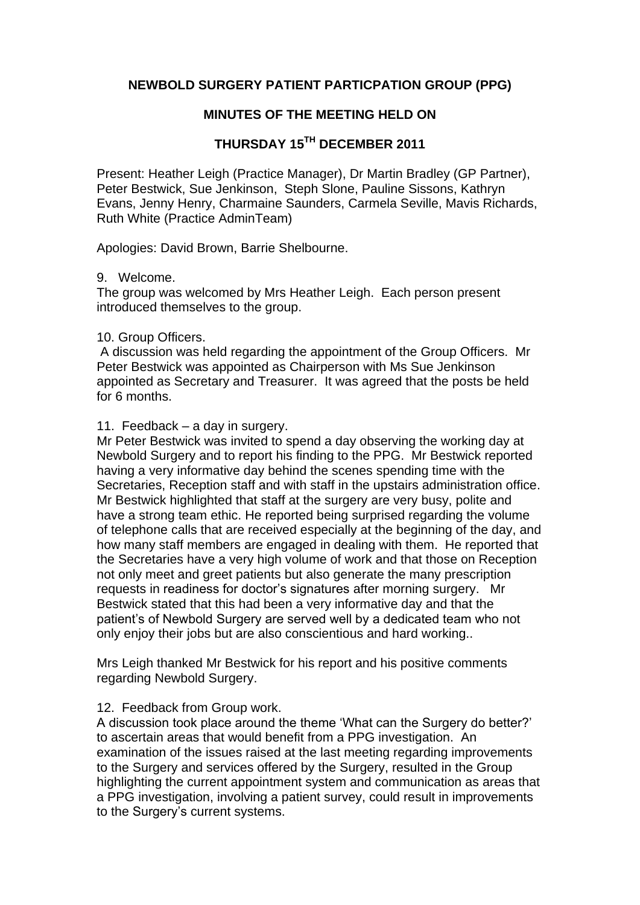# NEWBOLD SURGERY PATIENT PARTICPATION GROUP (PPG)

## MINUTES OF THE MEETING HELD ON

## THURSDAY 15TH DECEMBER 2011

Present: Heather Leigh (Practice Manager), Dr Martin Bradley (GP Partner), Peter Bestwick, Sue Jenkinson, Steph Slone, Pauline Sissons, Kathryn Evans, Jenny Henry, Charmaine Saunders, Carmela Seville, Mavis Richards, Ruth White (Practice AdminTeam)

Apologies: David Brown, Barrie Shelbourne.

9. Welcome.

The group was welcomed by Mrs Heather Leigh. Each person present introduced themselves to the group.

10. Group Officers.

A discussion was held regarding the appointment of the Group Officers. Mr Peter Bestwick was appointed as Chairperson with Ms Sue Jenkinson appointed as Secretary and Treasurer. It was agreed that the posts be held for 6 months.

11. Feedback – a day in surgery.

Mr Peter Bestwick was invited to spend a day observing the working day at Newbold Surgery and to report his finding to the PPG. Mr Bestwick reported having a very informative day behind the scenes spending time with the Secretaries, Reception staff and with staff in the upstairs administration office. Mr Bestwick highlighted that staff at the surgery are very busy, polite and have a strong team ethic. He reported being surprised regarding the volume of telephone calls that are received especially at the beginning of the day, and how many staff members are engaged in dealing with them. He reported that the Secretaries have a very high volume of work and that those on Reception not only meet and greet patients but also generate the many prescription requests in readiness for doctor's signatures after morning surgery. Mr Bestwick stated that this had been a very informative day and that the patient's of Newbold Surgery are served well by a dedicated team who not only enjoy their jobs but are also conscientious and hard working..

Mrs Leigh thanked Mr Bestwick for his report and his positive comments regarding Newbold Surgery.

12. Feedback from Group work.

A discussion took place around the theme 'What can the Surgery do better?' to ascertain areas that would benefit from a PPG investigation. An examination of the issues raised at the last meeting regarding improvements to the Surgery and services offered by the Surgery, resulted in the Group highlighting the current appointment system and communication as areas that a PPG investigation, involving a patient survey, could result in improvements to the Surgery's current systems.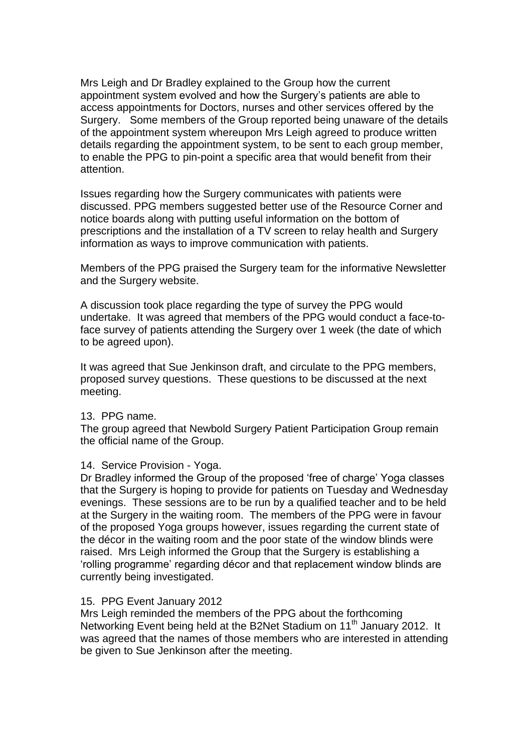Mrs Leigh and Dr Bradley explained to the Group how the current appointment system evolved and how the Surgery's patients are able to access appointments for Doctors, nurses and other services offered by the Surgery. Some members of the Group reported being unaware of the details of the appointment system whereupon Mrs Leigh agreed to produce written details regarding the appointment system, to be sent to each group member, to enable the PPG to pin-point a specific area that would benefit from their attention.

Issues regarding how the Surgery communicates with patients were discussed. PPG members suggested better use of the Resource Corner and notice boards along with putting useful information on the bottom of prescriptions and the installation of a TV screen to relay health and Surgery information as ways to improve communication with patients.

Members of the PPG praised the Surgery team for the informative Newsletter and the Surgery website.

A discussion took place regarding the type of survey the PPG would undertake. It was agreed that members of the PPG would conduct a face-to-face survey of patients attending the Surgery over 1 week (the date of which to be agreed upon).

It was agreed that Sue Jenkinson draft, and circulate to the PPG members, proposed survey questions. These questions to be discussed at the next meeting.

13. PPG name.

The group agreed that Newbold Surgery Patient Participation Group remain the official name of the Group.

14. Service Provision - Yoga.

Dr Bradley informed the Group of the proposed 'free of charge' Yoga classes that the Surgery is hoping to provide for patients on Tuesday and Wednesday evenings. These sessions are to be run by a qualified teacher and to be held at the Surgery in the waiting room. The members of the PPG were in favour of the proposed Yoga groups however, issues regarding the current state of the décor in the waiting room and the poor state of the window blinds were raised. Mrs Leigh informed the Group that the Surgery is establishing a 'rolling programme' regarding décor and that replacement window blinds are currently being investigated.

15. PPG Event January 2012

Mrs Leigh reminded the members of the PPG about the forthcoming Networking Event being held at the B2Net Stadium on 11th January 2012. It was agreed that the names of those members who are interested in attending be given to Sue Jenkinson after the meeting.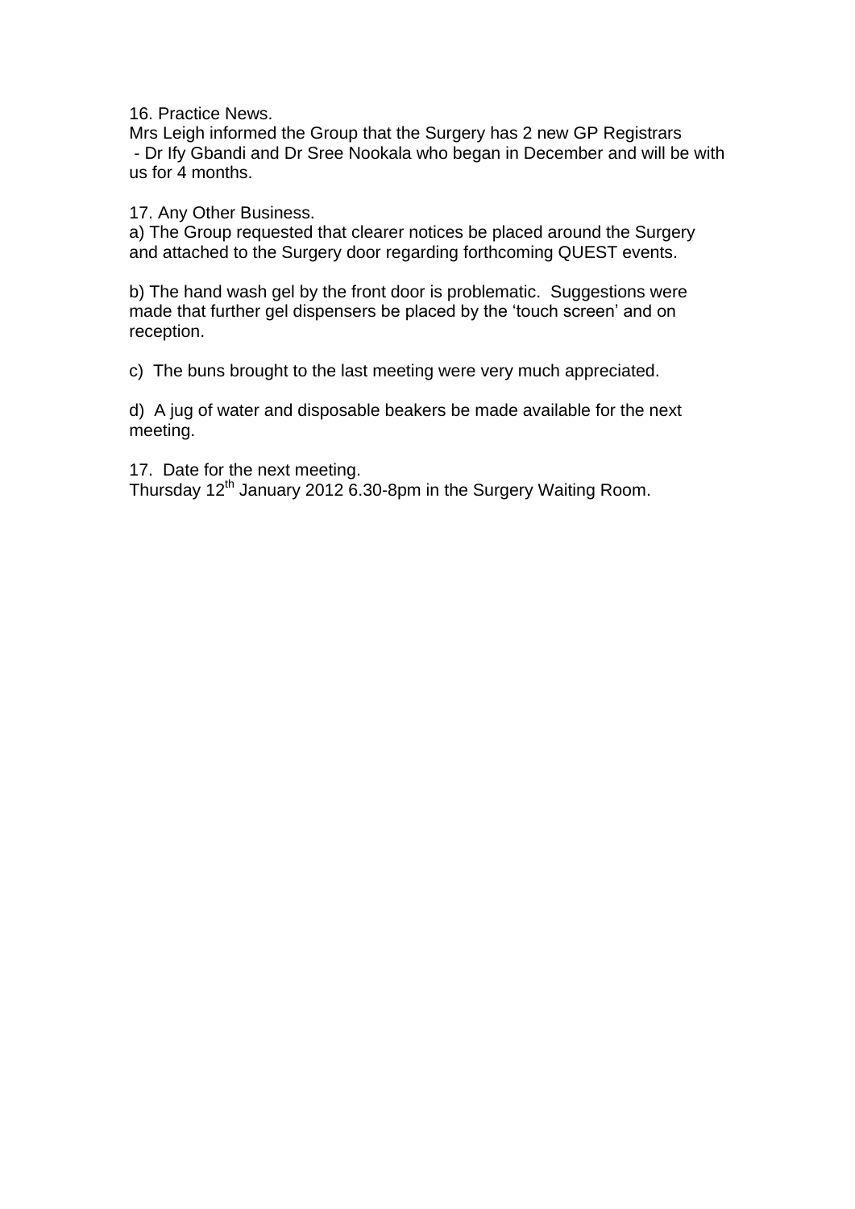16. Practice News.
Mrs Leigh informed the Group that the Surgery has 2 new GP Registrars
- Dr Ify Gbandi and Dr Sree Nookala who began in December and will be with us for 4 months.

17. Any Other Business.
a) The Group requested that clearer notices be placed around the Surgery and attached to the Surgery door regarding forthcoming QUEST events.

b) The hand wash gel by the front door is problematic. Suggestions were made that further gel dispensers be placed by the 'touch screen' and on reception.

c) The buns brought to the last meeting were very much appreciated.

d) A jug of water and disposable beakers be made available for the next meeting.

17. Date for the next meeting.
Thursday 12th January 2012 6.30-8pm in the Surgery Waiting Room.